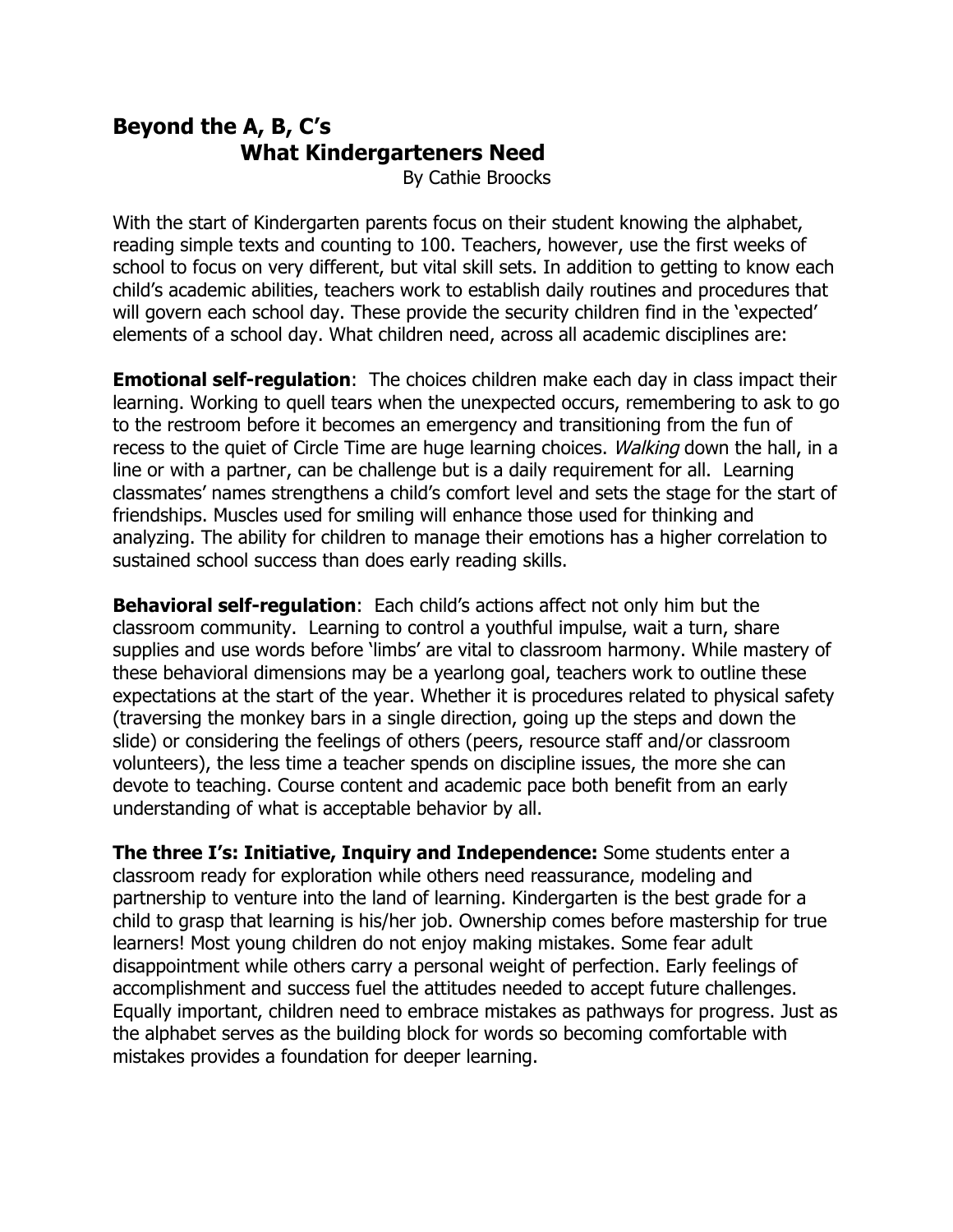# Beyond the A, B, C's
## What Kindergarteners Need

By Cathie Broocks

With the start of Kindergarten parents focus on their student knowing the alphabet, reading simple texts and counting to 100. Teachers, however, use the first weeks of school to focus on very different, but vital skill sets. In addition to getting to know each child's academic abilities, teachers work to establish daily routines and procedures that will govern each school day. These provide the security children find in the 'expected' elements of a school day. What children need, across all academic disciplines are:

**Emotional self-regulation**: The choices children make each day in class impact their learning. Working to quell tears when the unexpected occurs, remembering to ask to go to the restroom before it becomes an emergency and transitioning from the fun of recess to the quiet of Circle Time are huge learning choices. *Walking* down the hall, in a line or with a partner, can be challenge but is a daily requirement for all. Learning classmates' names strengthens a child's comfort level and sets the stage for the start of friendships. Muscles used for smiling will enhance those used for thinking and analyzing. The ability for children to manage their emotions has a higher correlation to sustained school success than does early reading skills.

**Behavioral self-regulation**: Each child's actions affect not only him but the classroom community. Learning to control a youthful impulse, wait a turn, share supplies and use words before 'limbs' are vital to classroom harmony. While mastery of these behavioral dimensions may be a yearlong goal, teachers work to outline these expectations at the start of the year. Whether it is procedures related to physical safety (traversing the monkey bars in a single direction, going up the steps and down the slide) or considering the feelings of others (peers, resource staff and/or classroom volunteers), the less time a teacher spends on discipline issues, the more she can devote to teaching. Course content and academic pace both benefit from an early understanding of what is acceptable behavior by all.

**The three I's: Initiative, Inquiry and Independence:** Some students enter a classroom ready for exploration while others need reassurance, modeling and partnership to venture into the land of learning. Kindergarten is the best grade for a child to grasp that learning is his/her job. Ownership comes before mastership for true learners! Most young children do not enjoy making mistakes. Some fear adult disappointment while others carry a personal weight of perfection. Early feelings of accomplishment and success fuel the attitudes needed to accept future challenges. Equally important, children need to embrace mistakes as pathways for progress. Just as the alphabet serves as the building block for words so becoming comfortable with mistakes provides a foundation for deeper learning.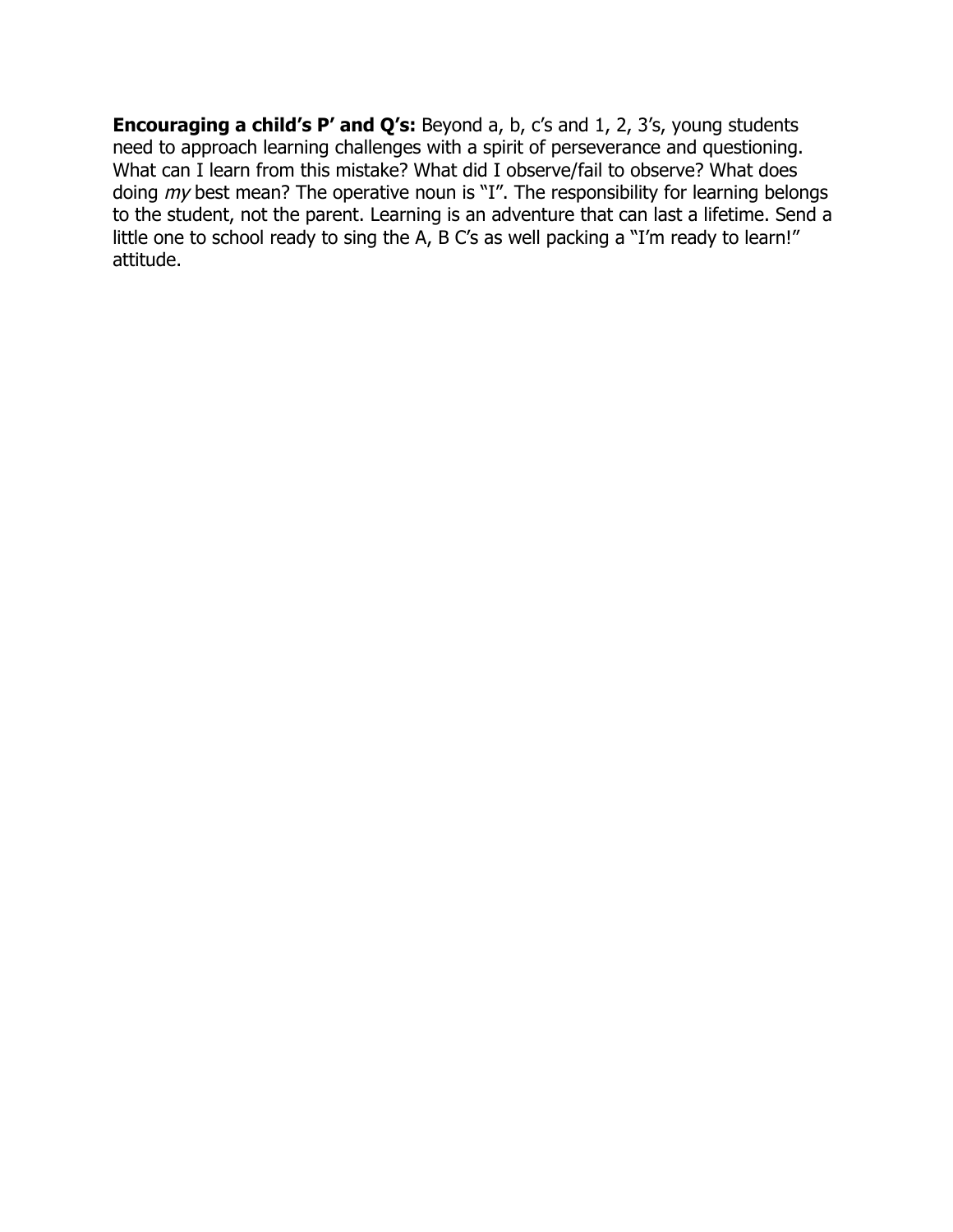**Encouraging a child's P' and Q's:** Beyond a, b, c's and 1, 2, 3's, young students need to approach learning challenges with a spirit of perseverance and questioning. What can I learn from this mistake? What did I observe/fail to observe? What does doing *my* best mean? The operative noun is "I". The responsibility for learning belongs to the student, not the parent. Learning is an adventure that can last a lifetime. Send a little one to school ready to sing the A, B C's as well packing a "I'm ready to learn!" attitude.